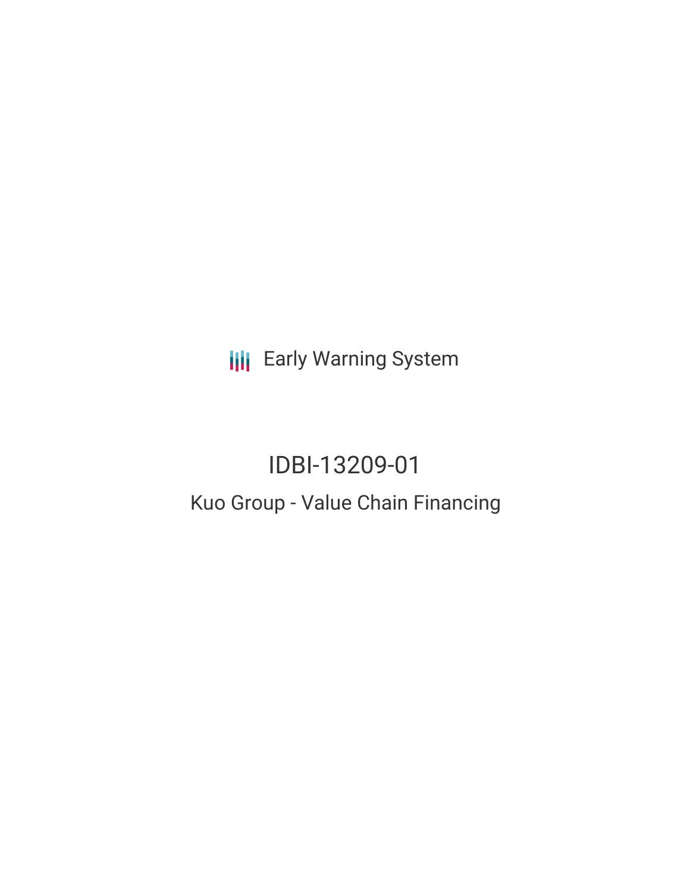Early Warning System

# IDBI-13209-01

## Kuo Group - Value Chain Financing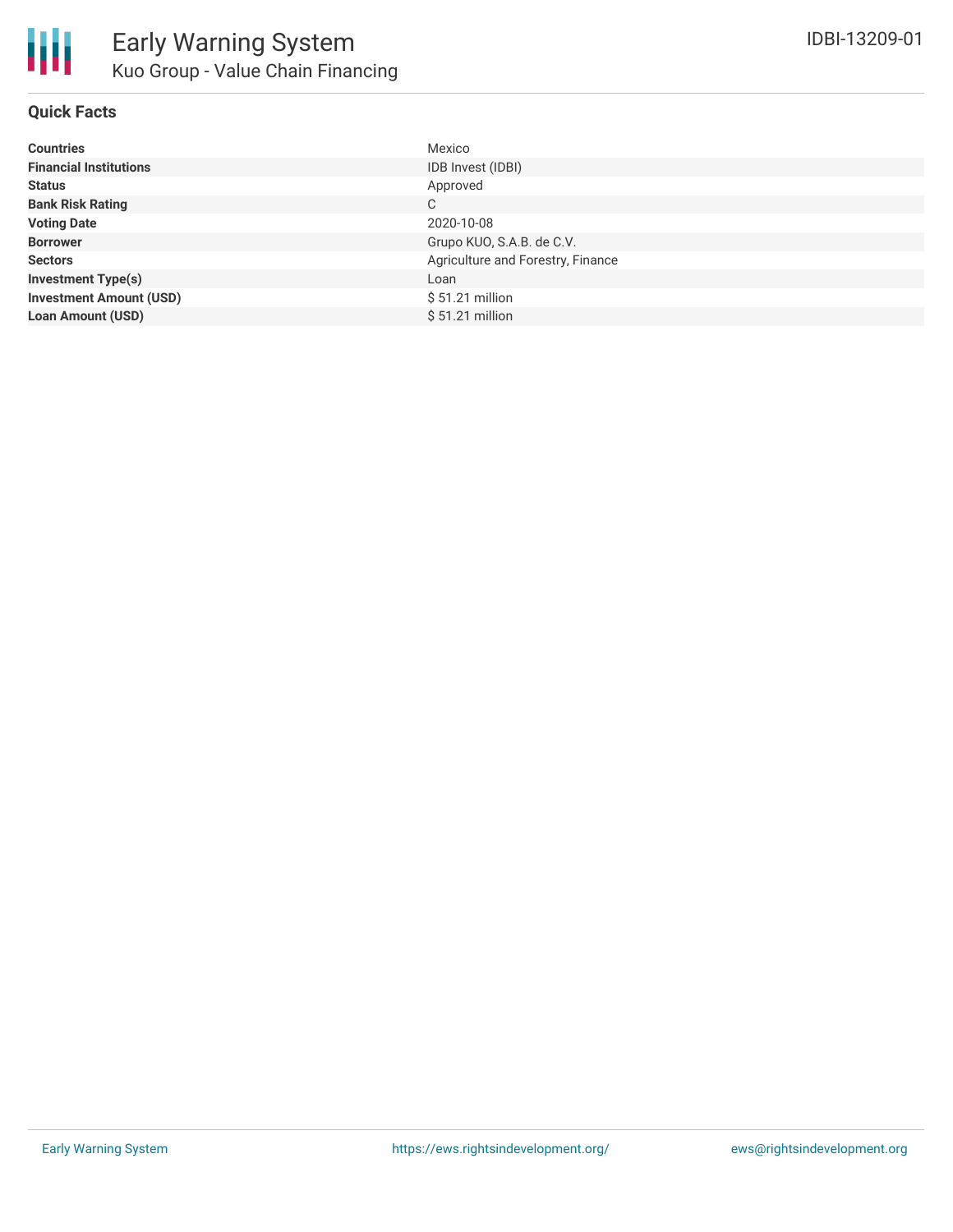# Early Warning System

## Kuo Group - Value Chain Financing

IDBI-13209-01

### Quick Facts

| | |
|---|---|
| **Countries** | Mexico |
| **Financial Institutions** | IDB Invest (IDBI) |
| **Status** | Approved |
| **Bank Risk Rating** | C |
| **Voting Date** | 2020-10-08 |
| **Borrower** | Grupo KUO, S.A.B. de C.V. |
| **Sectors** | Agriculture and Forestry, Finance |
| **Investment Type(s)** | Loan |
| **Investment Amount (USD)** | $ 51.21 million |
| **Loan Amount (USD)** | $ 51.21 million |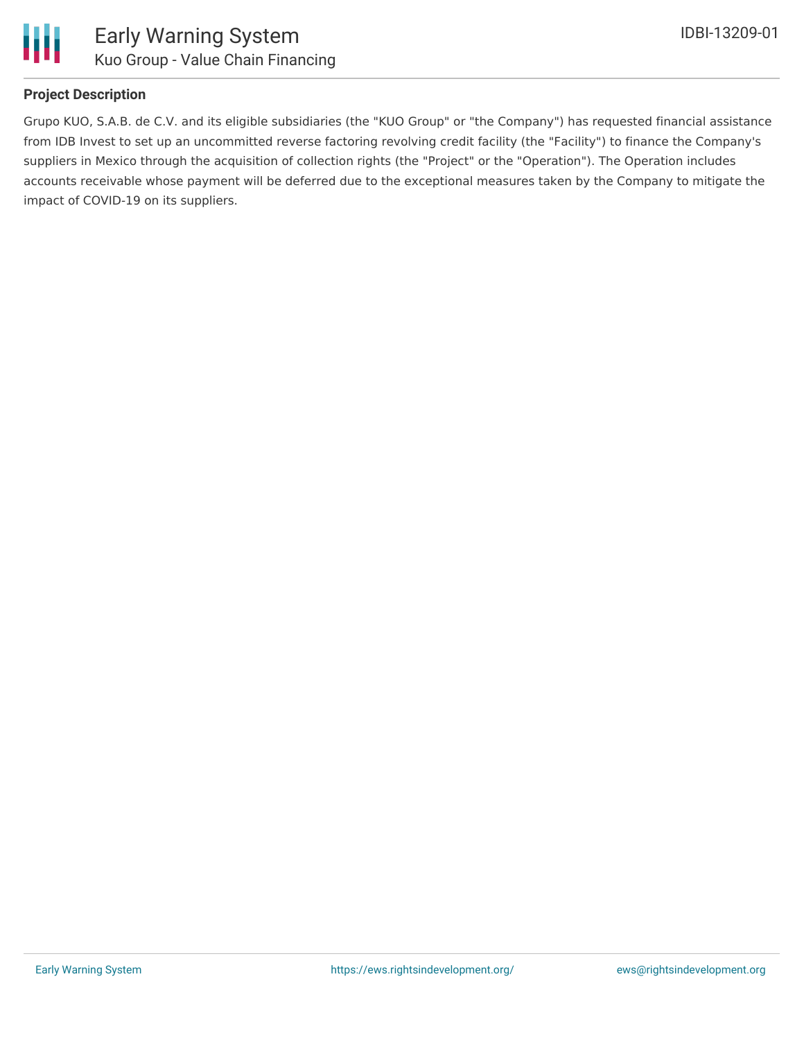## Project Description

Grupo KUO, S.A.B. de C.V. and its eligible subsidiaries (the "KUO Group" or "the Company") has requested financial assistance from IDB Invest to set up an uncommitted reverse factoring revolving credit facility (the "Facility") to finance the Company's suppliers in Mexico through the acquisition of collection rights (the "Project" or the "Operation"). The Operation includes accounts receivable whose payment will be deferred due to the exceptional measures taken by the Company to mitigate the impact of COVID-19 on its suppliers.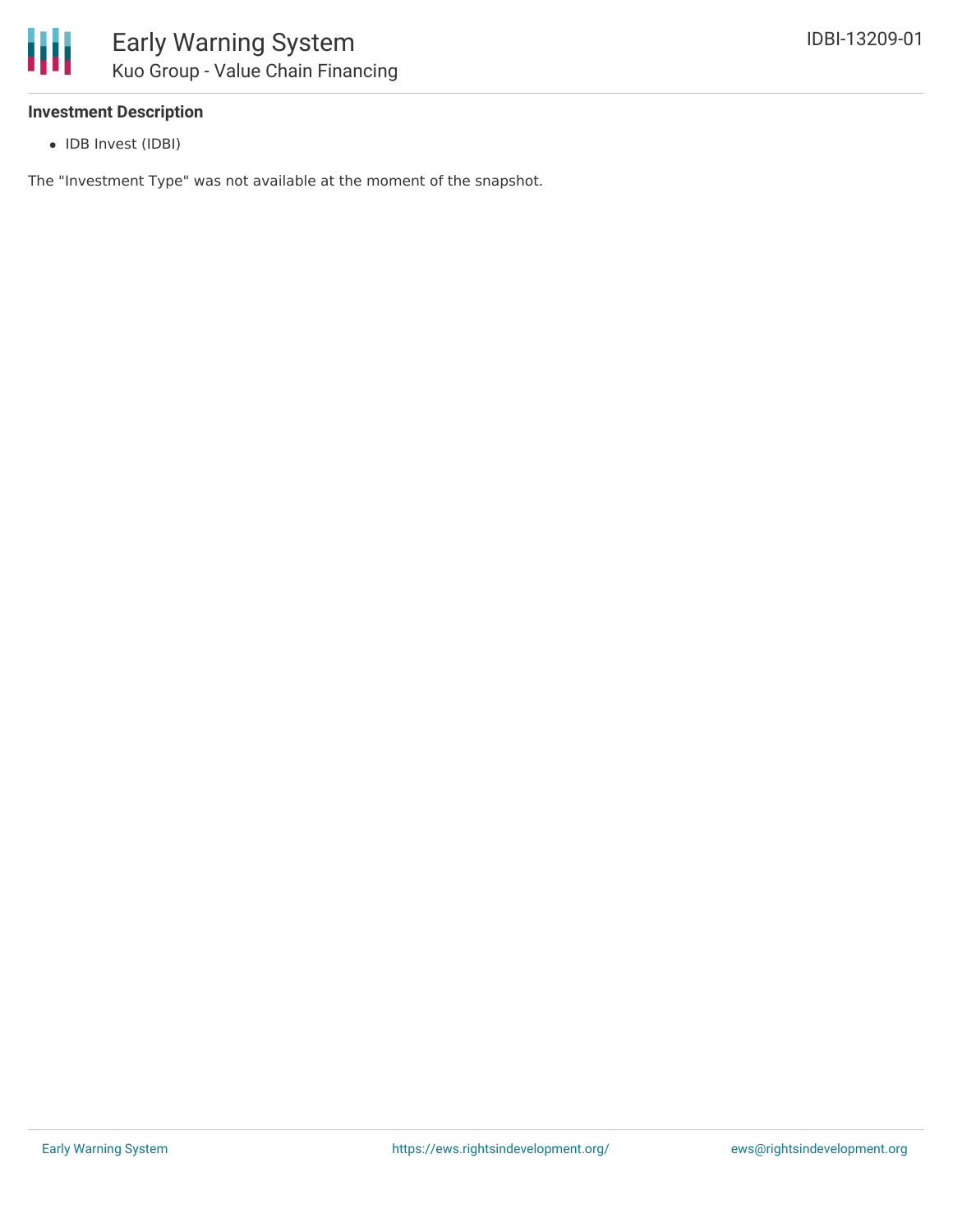### Investment Description

- IDB Invest (IDBI)

The "Investment Type" was not available at the moment of the snapshot.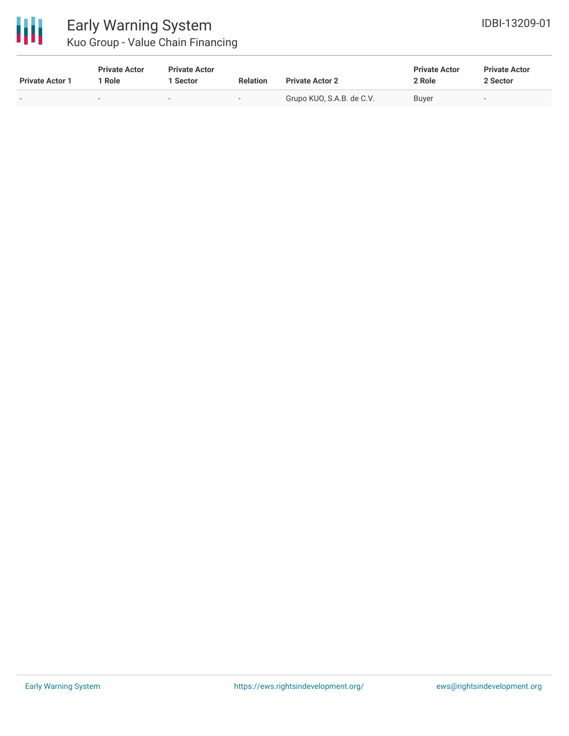| Private Actor 1 | Private Actor 1 Role | Private Actor 1 Sector | Relation | Private Actor 2 | Private Actor 2 Role | Private Actor 2 Sector |
|---|---|---|---|---|---|---|
| - | - | - | - | Grupo KUO, S.A.B. de C.V. | Buyer | - |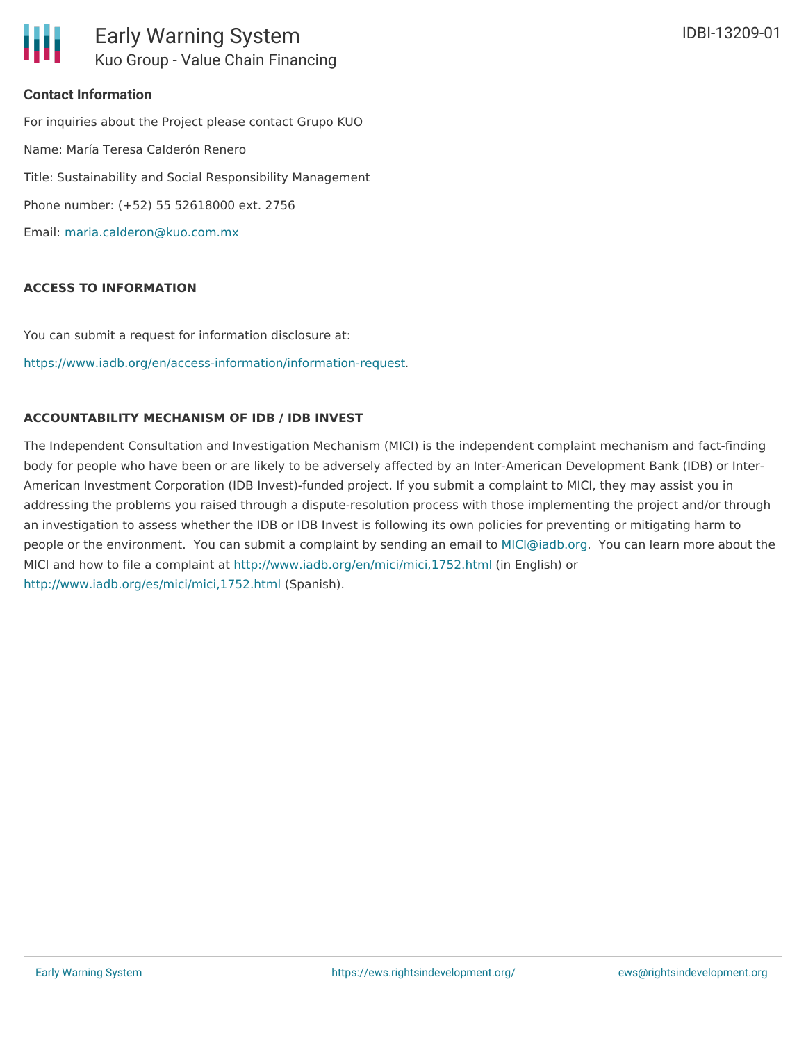## Contact Information

For inquiries about the Project please contact Grupo KUO

Name: María Teresa Calderón Renero

Title: Sustainability and Social Responsibility Management

Phone number: (+52) 55 52618000 ext. 2756

Email: maria.calderon@kuo.com.mx

### ACCESS TO INFORMATION

You can submit a request for information disclosure at:

https://www.iadb.org/en/access-information/information-request.

### ACCOUNTABILITY MECHANISM OF IDB / IDB INVEST

The Independent Consultation and Investigation Mechanism (MICI) is the independent complaint mechanism and fact-finding body for people who have been or are likely to be adversely affected by an Inter-American Development Bank (IDB) or Inter-American Investment Corporation (IDB Invest)-funded project. If you submit a complaint to MICI, they may assist you in addressing the problems you raised through a dispute-resolution process with those implementing the project and/or through an investigation to assess whether the IDB or IDB Invest is following its own policies for preventing or mitigating harm to people or the environment. You can submit a complaint by sending an email to MICI@iadb.org. You can learn more about the MICI and how to file a complaint at http://www.iadb.org/en/mici/mici,1752.html (in English) or http://www.iadb.org/es/mici/mici,1752.html (Spanish).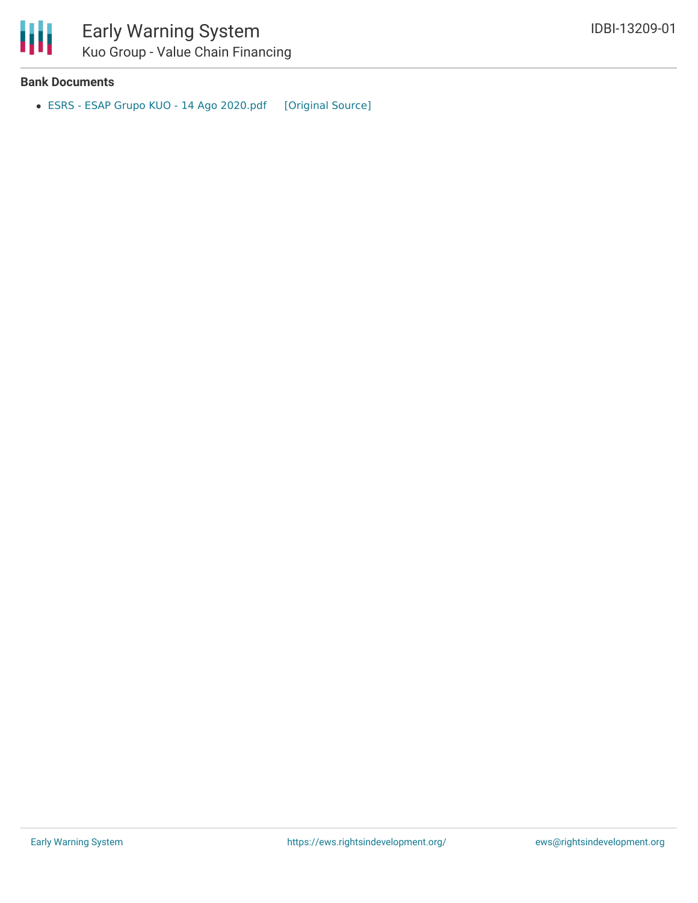**Bank Documents**

- ESRS - ESAP Grupo KUO - 14 Ago 2020.pdf [Original Source]